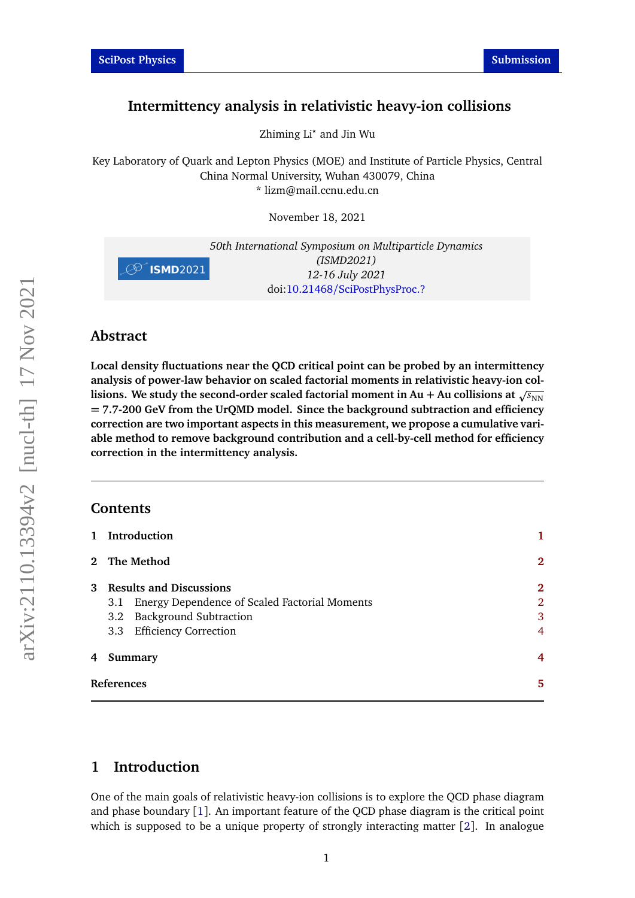# Intermittency analysis in relativistic heavy-ion collisions

Zhiming Li* and Jin Wu

Key Laboratory of Quark and Lepton Physics (MOE) and Institute of Particle Physics, Central China Normal University, Wuhan 430079, China
* lizm@mail.ccnu.edu.cn

November 18, 2021

*50th International Symposium on Multiparticle Dynamics (ISMD2021)*
*12-16 July 2021*
doi:10.21468/SciPostPhysProc.?

## Abstract

**Local density fluctuations near the QCD critical point can be probed by an intermittency analysis of power-law behavior on scaled factorial moments in relativistic heavy-ion collisions. We study the second-order scaled factorial moment in Au + Au collisions at $\sqrt{s_{\mathrm{NN}}}$ = 7.7-200 GeV from the UrQMD model. Since the background subtraction and efficiency correction are two important aspects in this measurement, we propose a cumulative variable method to remove background contribution and a cell-by-cell method for efficiency correction in the intermittency analysis.**

---

## Contents

1 Introduction — 1

2 The Method — 2

3 Results and Discussions — 2
- 3.1 Energy Dependence of Scaled Factorial Moments — 2
- 3.2 Background Subtraction — 3
- 3.3 Efficiency Correction — 4

4 Summary — 4

References — 5

---

## 1 Introduction

One of the main goals of relativistic heavy-ion collisions is to explore the QCD phase diagram and phase boundary [1]. An important feature of the QCD phase diagram is the critical point which is supposed to be a unique property of strongly interacting matter [2]. In analogue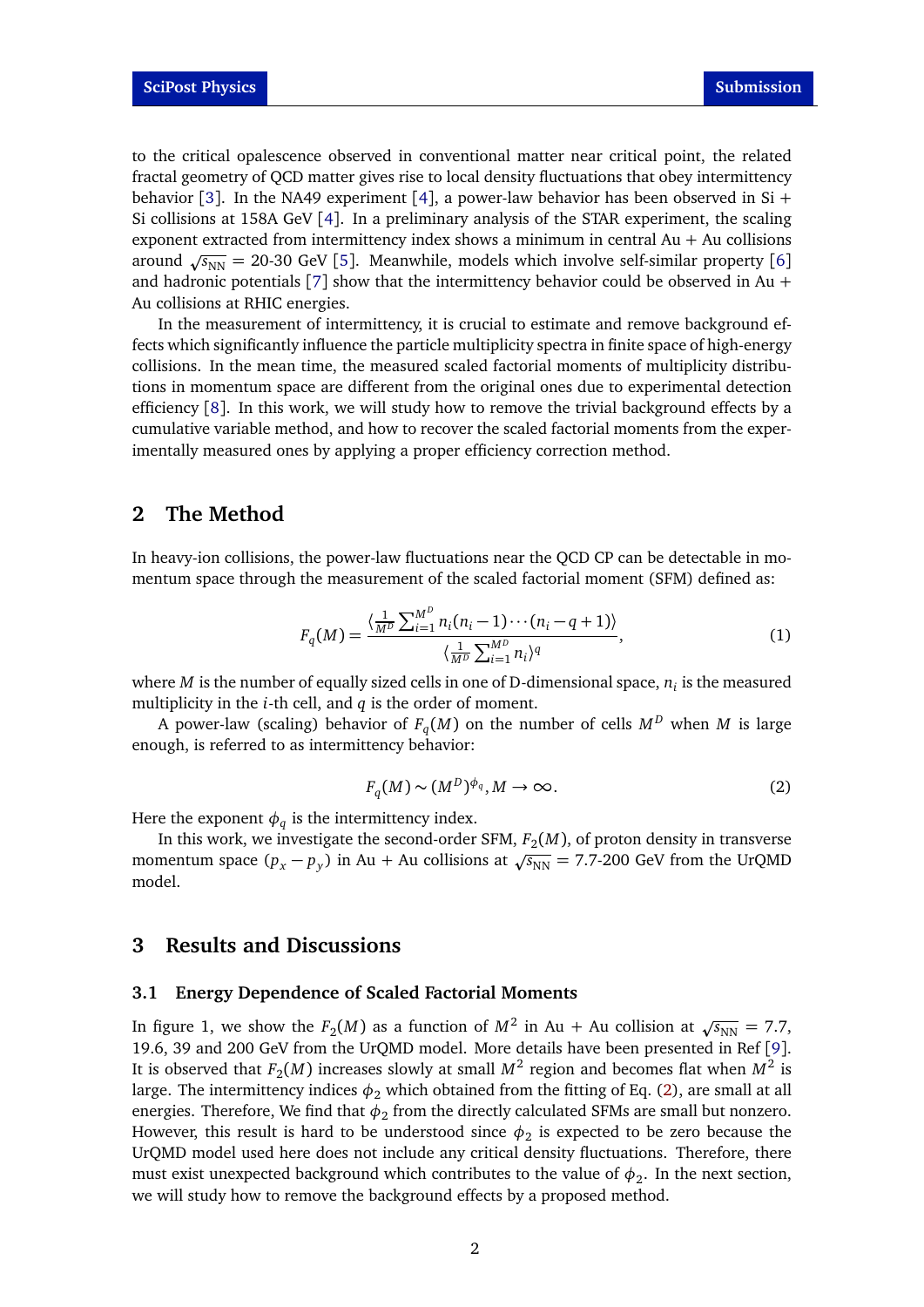to the critical opalescence observed in conventional matter near critical point, the related fractal geometry of QCD matter gives rise to local density fluctuations that obey intermittency behavior [3]. In the NA49 experiment [4], a power-law behavior has been observed in Si + Si collisions at 158A GeV [4]. In a preliminary analysis of the STAR experiment, the scaling exponent extracted from intermittency index shows a minimum in central Au + Au collisions around $\sqrt{s_{\rm NN}}$ = 20-30 GeV [5]. Meanwhile, models which involve self-similar property [6] and hadronic potentials [7] show that the intermittency behavior could be observed in Au + Au collisions at RHIC energies.

In the measurement of intermittency, it is crucial to estimate and remove background effects which significantly influence the particle multiplicity spectra in finite space of high-energy collisions. In the mean time, the measured scaled factorial moments of multiplicity distributions in momentum space are different from the original ones due to experimental detection efficiency [8]. In this work, we will study how to remove the trivial background effects by a cumulative variable method, and how to recover the scaled factorial moments from the experimentally measured ones by applying a proper efficiency correction method.

## 2 The Method

In heavy-ion collisions, the power-law fluctuations near the QCD CP can be detectable in momentum space through the measurement of the scaled factorial moment (SFM) defined as:

$$F_q(M) = \frac{\langle \frac{1}{M^D} \sum_{i=1}^{M^D} n_i(n_i-1)\cdots(n_i-q+1) \rangle}{\langle \frac{1}{M^D} \sum_{i=1}^{M^D} n_i \rangle^q}, \tag{1}$$

where $M$ is the number of equally sized cells in one of D-dimensional space, $n_i$ is the measured multiplicity in the $i$-th cell, and $q$ is the order of moment.

A power-law (scaling) behavior of $F_q(M)$ on the number of cells $M^D$ when $M$ is large enough, is referred to as intermittency behavior:

$$F_q(M) \sim (M^D)^{\phi_q}, M \to \infty. \tag{2}$$

Here the exponent $\phi_q$ is the intermittency index.

In this work, we investigate the second-order SFM, $F_2(M)$, of proton density in transverse momentum space ($p_x - p_y$) in Au + Au collisions at $\sqrt{s_{\rm NN}}$ = 7.7-200 GeV from the UrQMD model.

## 3 Results and Discussions

### 3.1 Energy Dependence of Scaled Factorial Moments

In figure 1, we show the $F_2(M)$ as a function of $M^2$ in Au + Au collision at $\sqrt{s_{\rm NN}}$ = 7.7, 19.6, 39 and 200 GeV from the UrQMD model. More details have been presented in Ref [9]. It is observed that $F_2(M)$ increases slowly at small $M^2$ region and becomes flat when $M^2$ is large. The intermittency indices $\phi_2$ which obtained from the fitting of Eq. (2), are small at all energies. Therefore, We find that $\phi_2$ from the directly calculated SFMs are small but nonzero. However, this result is hard to be understood since $\phi_2$ is expected to be zero because the UrQMD model used here does not include any critical density fluctuations. Therefore, there must exist unexpected background which contributes to the value of $\phi_2$. In the next section, we will study how to remove the background effects by a proposed method.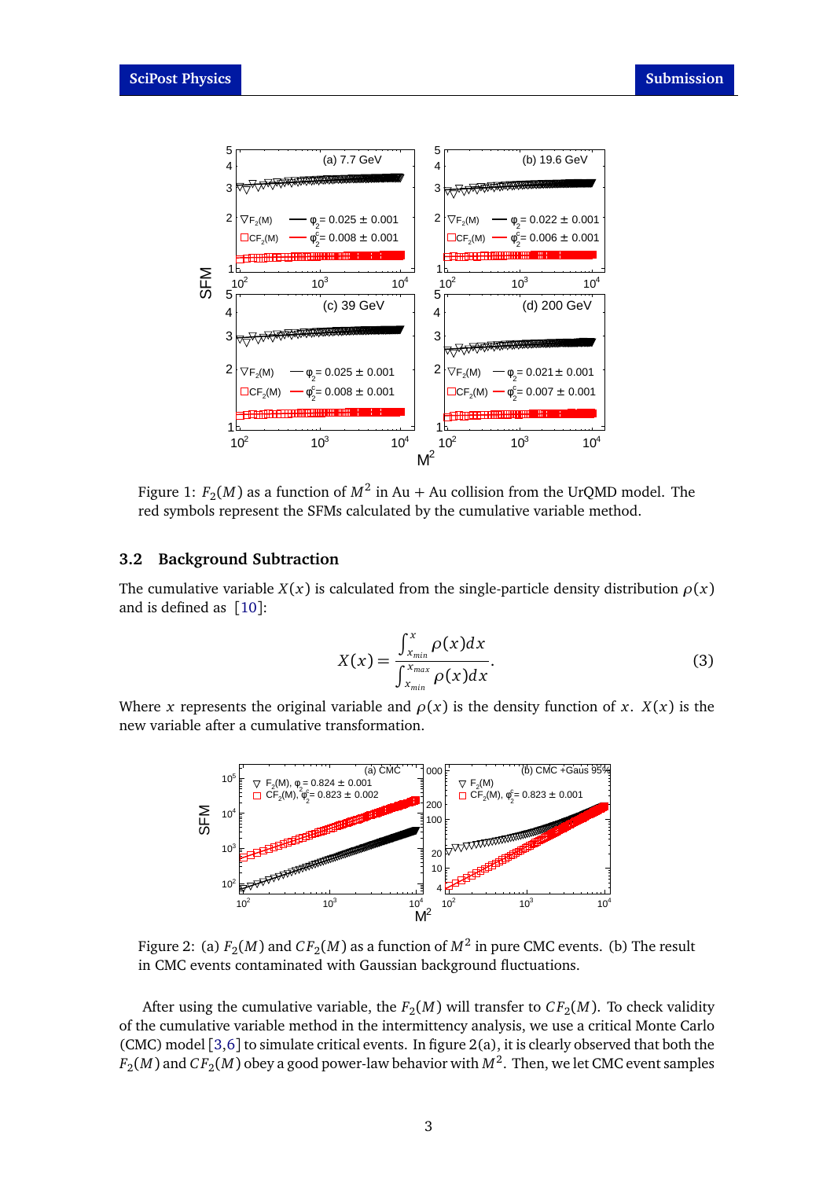Figure 1: $F_2(M)$ as a function of $M^2$ in Au + Au collision from the UrQMD model. The red symbols represent the SFMs calculated by the cumulative variable method.

### 3.2 Background Subtraction

The cumulative variable $X(x)$ is calculated from the single-particle density distribution $\rho(x)$ and is defined as [10]:

$$X(x) = \frac{\int_{x_{min}}^{x} \rho(x)dx}{\int_{x_{min}}^{x_{max}} \rho(x)dx}. \tag{3}$$

Where $x$ represents the original variable and $\rho(x)$ is the density function of $x$. $X(x)$ is the new variable after a cumulative transformation.

Figure 2: (a) $F_2(M)$ and $CF_2(M)$ as a function of $M^2$ in pure CMC events. (b) The result in CMC events contaminated with Gaussian background fluctuations.

After using the cumulative variable, the $F_2(M)$ will transfer to $CF_2(M)$. To check validity of the cumulative variable method in the intermittency analysis, we use a critical Monte Carlo (CMC) model [3,6] to simulate critical events. In figure 2(a), it is clearly observed that both the $F_2(M)$ and $CF_2(M)$ obey a good power-law behavior with $M^2$. Then, we let CMC event samples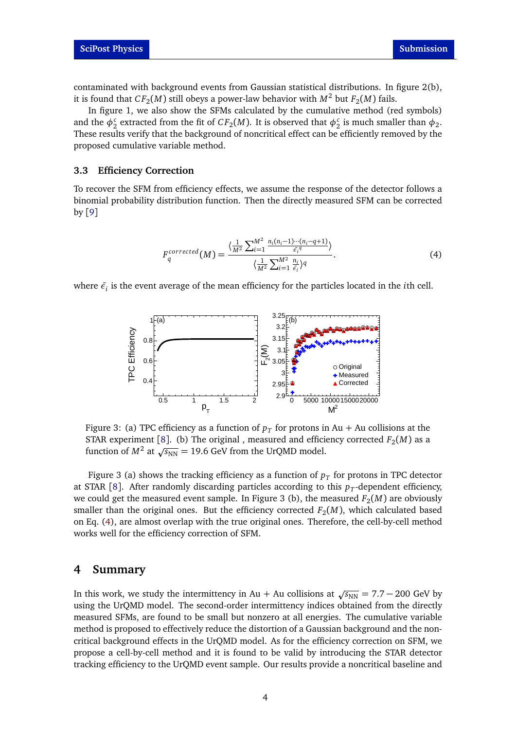contaminated with background events from Gaussian statistical distributions. In figure 2(b), it is found that $CF_2(M)$ still obeys a power-law behavior with $M^2$ but $F_2(M)$ fails.

In figure 1, we also show the SFMs calculated by the cumulative method (red symbols) and the $\phi_2^c$ extracted from the fit of $CF_2(M)$. It is observed that $\phi_2^c$ is much smaller than $\phi_2$. These results verify that the background of noncritical effect can be efficiently removed by the proposed cumulative variable method.

### 3.3 Efficiency Correction

To recover the SFM from efficiency effects, we assume the response of the detector follows a binomial probability distribution function. Then the directly measured SFM can be corrected by [9]

$$F_q^{corrected}(M) = \frac{\langle \frac{1}{M^2} \sum_{i=1}^{M^2} \frac{n_i(n_i-1)\cdots(n_i-q+1)}{\bar{\epsilon_i}^q} \rangle}{\langle \frac{1}{M^2} \sum_{i=1}^{M^2} \frac{n_i}{\bar{\epsilon_i}} \rangle^q}. \tag{4}$$

where $\bar{\epsilon_i}$ is the event average of the mean efficiency for the particles located in the $i$th cell.

Figure 3: (a) TPC efficiency as a function of $p_T$ for protons in Au + Au collisions at the STAR experiment [8]. (b) The original , measured and efficiency corrected $F_2(M)$ as a function of $M^2$ at $\sqrt{s_{\mathrm{NN}}} = 19.6$ GeV from the UrQMD model.

Figure 3 (a) shows the tracking efficiency as a function of $p_T$ for protons in TPC detector at STAR [8]. After randomly discarding particles according to this $p_T$-dependent efficiency, we could get the measured event sample. In Figure 3 (b), the measured $F_2(M)$ are obviously smaller than the original ones. But the efficiency corrected $F_2(M)$, which calculated based on Eq. (4), are almost overlap with the true original ones. Therefore, the cell-by-cell method works well for the efficiency correction of SFM.

## 4 Summary

In this work, we study the intermittency in Au + Au collisions at $\sqrt{s_{\mathrm{NN}}} = 7.7-200$ GeV by using the UrQMD model. The second-order intermittency indices obtained from the directly measured SFMs, are found to be small but nonzero at all energies. The cumulative variable method is proposed to effectively reduce the distortion of a Gaussian background and the non-critical background effects in the UrQMD model. As for the efficiency correction on SFM, we propose a cell-by-cell method and it is found to be valid by introducing the STAR detector tracking efficiency to the UrQMD event sample. Our results provide a noncritical baseline and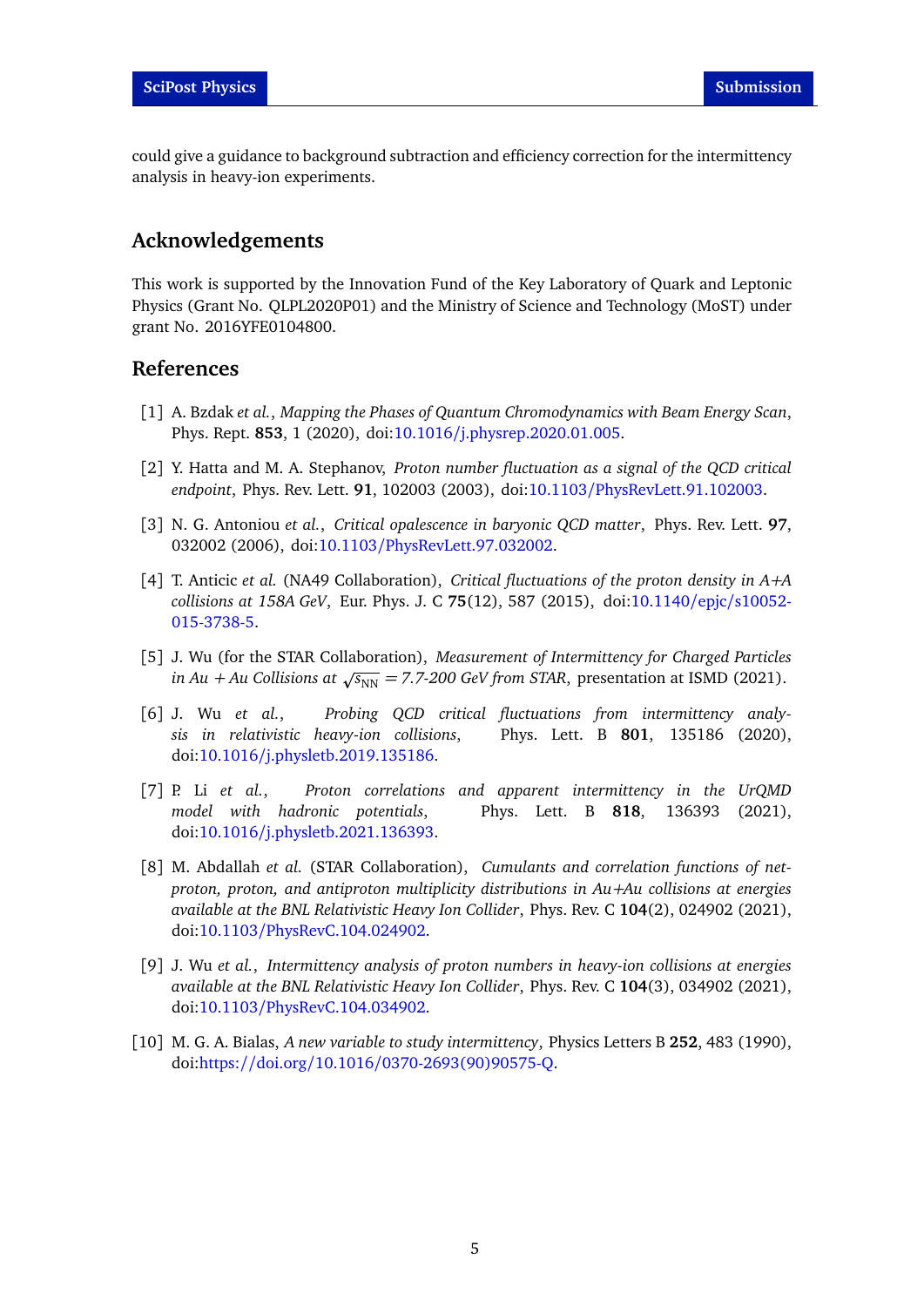could give a guidance to background subtraction and efficiency correction for the intermittency analysis in heavy-ion experiments.

## Acknowledgements

This work is supported by the Innovation Fund of the Key Laboratory of Quark and Leptonic Physics (Grant No. QLPL2020P01) and the Ministry of Science and Technology (MoST) under grant No. 2016YFE0104800.

## References

[1] A. Bzdak *et al.*, *Mapping the Phases of Quantum Chromodynamics with Beam Energy Scan*, Phys. Rept. **853**, 1 (2020), doi:10.1016/j.physrep.2020.01.005.

[2] Y. Hatta and M. A. Stephanov, *Proton number fluctuation as a signal of the QCD critical endpoint*, Phys. Rev. Lett. **91**, 102003 (2003), doi:10.1103/PhysRevLett.91.102003.

[3] N. G. Antoniou *et al.*, *Critical opalescence in baryonic QCD matter*, Phys. Rev. Lett. **97**, 032002 (2006), doi:10.1103/PhysRevLett.97.032002.

[4] T. Anticic *et al.* (NA49 Collaboration), *Critical fluctuations of the proton density in A+A collisions at 158A GeV*, Eur. Phys. J. C **75**(12), 587 (2015), doi:10.1140/epjc/s10052-015-3738-5.

[5] J. Wu (for the STAR Collaboration), *Measurement of Intermittency for Charged Particles in Au + Au Collisions at $\sqrt{s_{\mathrm{NN}}}$ = 7.7-200 GeV from STAR*, presentation at ISMD (2021).

[6] J. Wu *et al.*, *Probing QCD critical fluctuations from intermittency analysis in relativistic heavy-ion collisions*, Phys. Lett. B **801**, 135186 (2020), doi:10.1016/j.physletb.2019.135186.

[7] P. Li *et al.*, *Proton correlations and apparent intermittency in the UrQMD model with hadronic potentials*, Phys. Lett. B **818**, 136393 (2021), doi:10.1016/j.physletb.2021.136393.

[8] M. Abdallah *et al.* (STAR Collaboration), *Cumulants and correlation functions of net-proton, proton, and antiproton multiplicity distributions in Au+Au collisions at energies available at the BNL Relativistic Heavy Ion Collider*, Phys. Rev. C **104**(2), 024902 (2021), doi:10.1103/PhysRevC.104.024902.

[9] J. Wu *et al.*, *Intermittency analysis of proton numbers in heavy-ion collisions at energies available at the BNL Relativistic Heavy Ion Collider*, Phys. Rev. C **104**(3), 034902 (2021), doi:10.1103/PhysRevC.104.034902.

[10] M. G. A. Bialas, *A new variable to study intermittency*, Physics Letters B **252**, 483 (1990), doi:https://doi.org/10.1016/0370-2693(90)90575-Q.